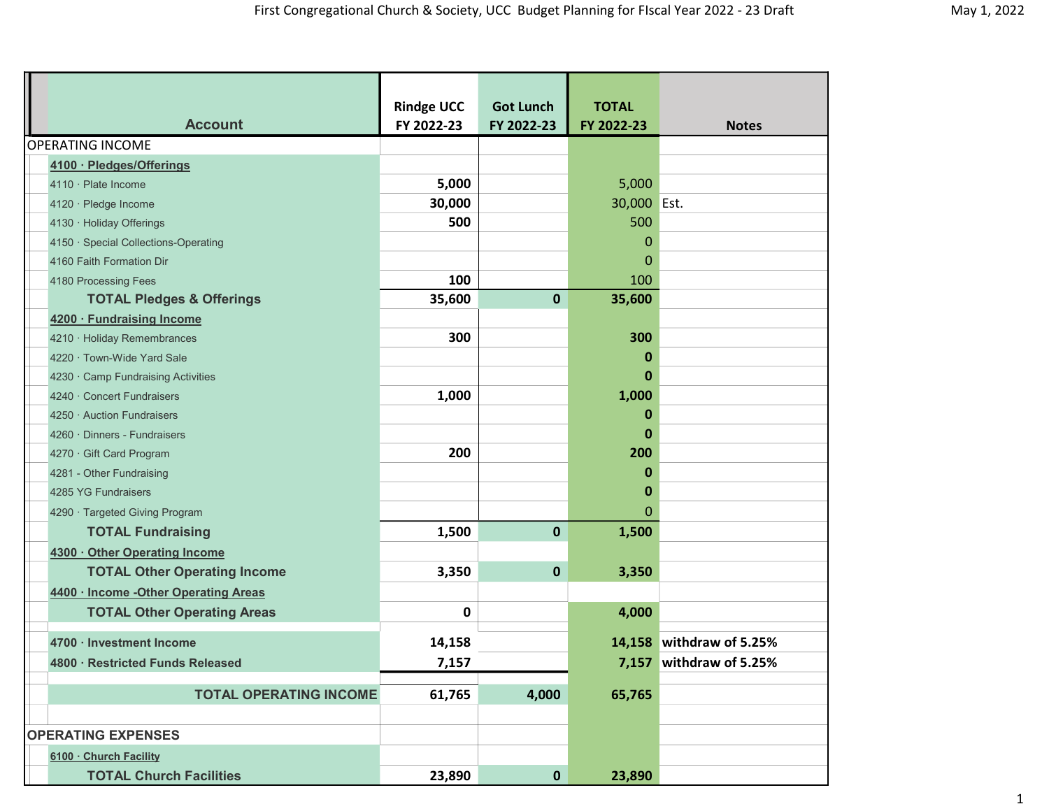First Congregational Church & Society, UCC Budget Planning for FIscal Year 2022 - 23 Draft

May 1, 2022

| Account | Rindge UCC FY 2022-23 | Got Lunch FY 2022-23 | TOTAL FY 2022-23 | Notes |
|---|---|---|---|---|
| OPERATING INCOME | | | | |
| **4100 · Pledges/Offerings** | | | | |
| 4110 · Plate Income | 5,000 | | 5,000 | |
| 4120 · Pledge Income | 30,000 | | 30,000 | Est. |
| 4130 · Holiday Offerings | 500 | | 500 | |
| 4150 · Special Collections-Operating | | | 0 | |
| 4160 Faith Formation Dir | | | 0 | |
| 4180 Processing Fees | 100 | | 100 | |
| **TOTAL Pledges & Offerings** | 35,600 | 0 | 35,600 | |
| **4200 · Fundraising Income** | | | | |
| 4210 · Holiday Remembrances | 300 | | 300 | |
| 4220 · Town-Wide Yard Sale | | | 0 | |
| 4230 · Camp Fundraising Activities | | | 0 | |
| 4240 · Concert Fundraisers | 1,000 | | 1,000 | |
| 4250 · Auction Fundraisers | | | 0 | |
| 4260 · Dinners - Fundraisers | | | 0 | |
| 4270 · Gift Card Program | 200 | | 200 | |
| 4281 - Other Fundraising | | | 0 | |
| 4285 YG Fundraisers | | | 0 | |
| 4290 · Targeted Giving Program | | | 0 | |
| **TOTAL Fundraising** | 1,500 | 0 | 1,500 | |
| **4300 · Other Operating Income** | | | | |
| **TOTAL Other Operating Income** | 3,350 | 0 | 3,350 | |
| **4400 · Income -Other Operating Areas** | | | | |
| **TOTAL Other Operating Areas** | 0 | | 4,000 | |
| **4700 · Investment Income** | 14,158 | | 14,158 | withdraw of 5.25% |
| **4800 · Restricted Funds Released** | 7,157 | | 7,157 | withdraw of 5.25% |
| **TOTAL OPERATING INCOME** | 61,765 | 4,000 | 65,765 | |
| | | | | |
| **OPERATING EXPENSES** | | | | |
| **6100 · Church Facility** | | | | |
| **TOTAL Church Facilities** | 23,890 | 0 | 23,890 | |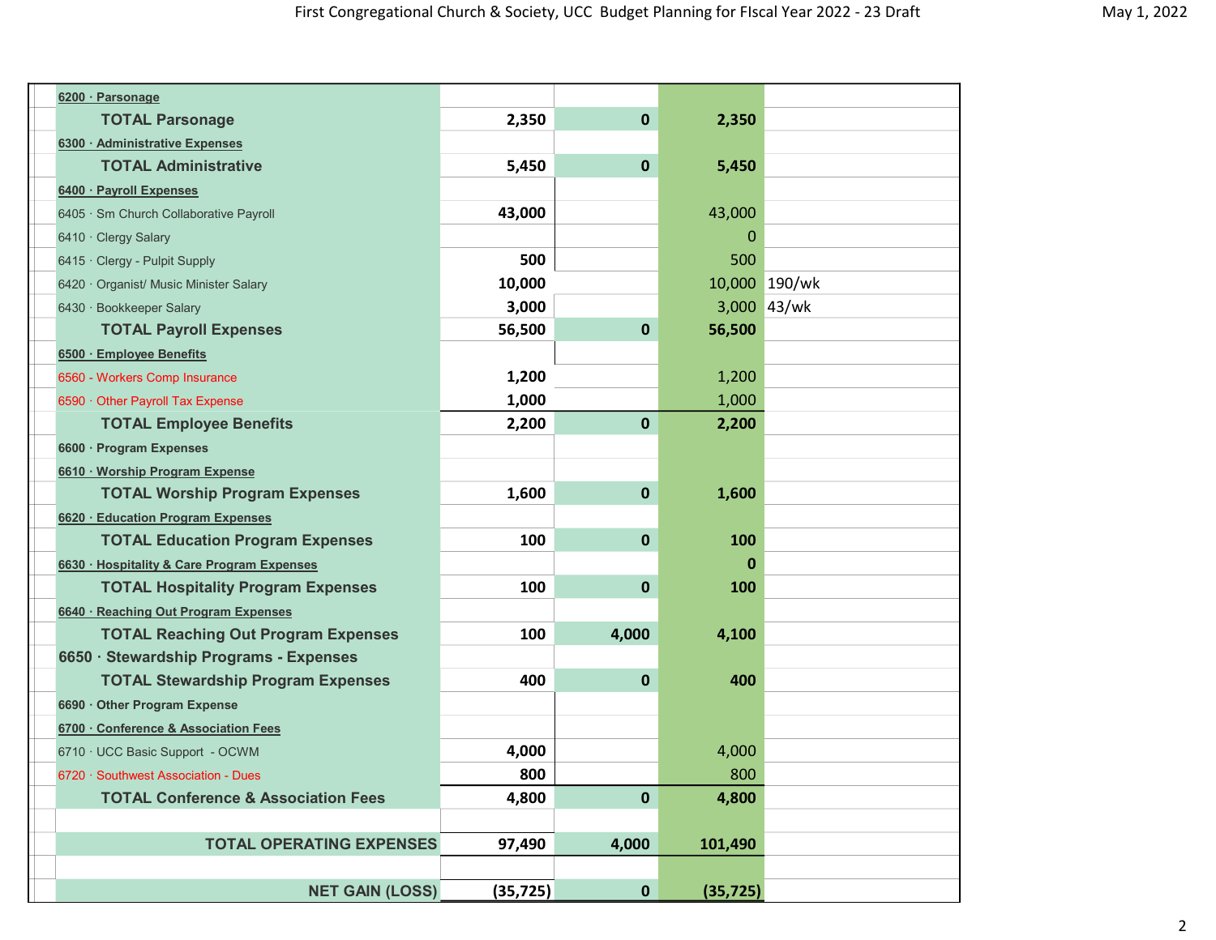| | | | | |
|---|---|---|---|---|
| 6200 · Parsonage | | | | |
| **TOTAL Parsonage** | **2,350** | **0** | **2,350** | |
| 6300 · Administrative Expenses | | | | |
| **TOTAL Administrative** | **5,450** | **0** | **5,450** | |
| 6400 · Payroll Expenses | | | | |
| 6405 · Sm Church Collaborative Payroll | **43,000** | | 43,000 | |
| 6410 · Clergy Salary | | | 0 | |
| 6415 · Clergy - Pulpit Supply | **500** | | 500 | |
| 6420 · Organist/ Music Minister Salary | **10,000** | | 10,000 | 190/wk |
| 6430 · Bookkeeper Salary | **3,000** | | 3,000 | 43/wk |
| **TOTAL Payroll Expenses** | **56,500** | **0** | **56,500** | |
| 6500 · Employee Benefits | | | | |
| 6560 - Workers Comp Insurance | **1,200** | | 1,200 | |
| 6590 · Other Payroll Tax Expense | **1,000** | | 1,000 | |
| **TOTAL Employee Benefits** | **2,200** | **0** | **2,200** | |
| 6600 · Program Expenses | | | | |
| 6610 · Worship Program Expense | | | | |
| **TOTAL Worship Program Expenses** | **1,600** | **0** | **1,600** | |
| 6620 · Education Program Expenses | | | | |
| **TOTAL Education Program Expenses** | **100** | **0** | **100** | |
| 6630 · Hospitality & Care Program Expenses | | | **0** | |
| **TOTAL Hospitality Program Expenses** | **100** | **0** | **100** | |
| 6640 · Reaching Out Program Expenses | | | | |
| **TOTAL Reaching Out Program Expenses** | **100** | **4,000** | **4,100** | |
| 6650 · Stewardship Programs - Expenses | | | | |
| **TOTAL Stewardship Program Expenses** | **400** | **0** | **400** | |
| 6690 · Other Program Expense | | | | |
| 6700 · Conference & Association Fees | | | | |
| 6710 · UCC Basic Support - OCWM | **4,000** | | 4,000 | |
| 6720 · Southwest Association - Dues | **800** | | 800 | |
| **TOTAL Conference & Association Fees** | **4,800** | **0** | **4,800** | |
| | | | | |
| **TOTAL OPERATING EXPENSES** | **97,490** | **4,000** | **101,490** | |
| | | | | |
| **NET GAIN (LOSS)** | **(35,725)** | **0** | **(35,725)** | |